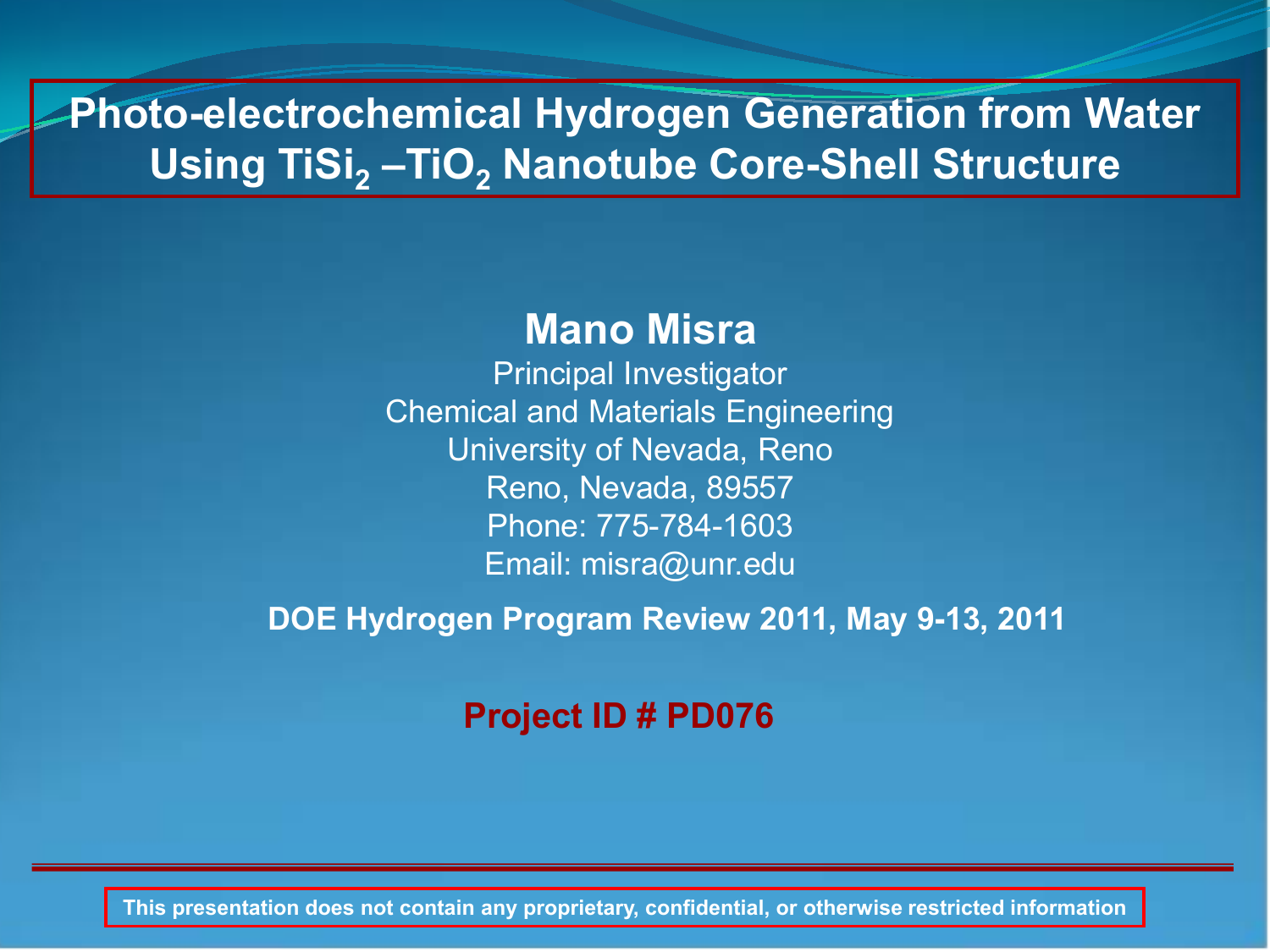# Photo-electrochemical Hydrogen Generation from Water Using $TiSi_2$ –$TiO_2$ Nanotube Core-Shell Structure

**Mano Misra**

Principal Investigator

Chemical and Materials Engineering

University of Nevada, Reno

Reno, Nevada, 89557

Phone: 775-784-1603

Email: misra@unr.edu

**DOE Hydrogen Program Review 2011, May 9-13, 2011**

**Project ID # PD076**

**This presentation does not contain any proprietary, confidential, or otherwise restricted information**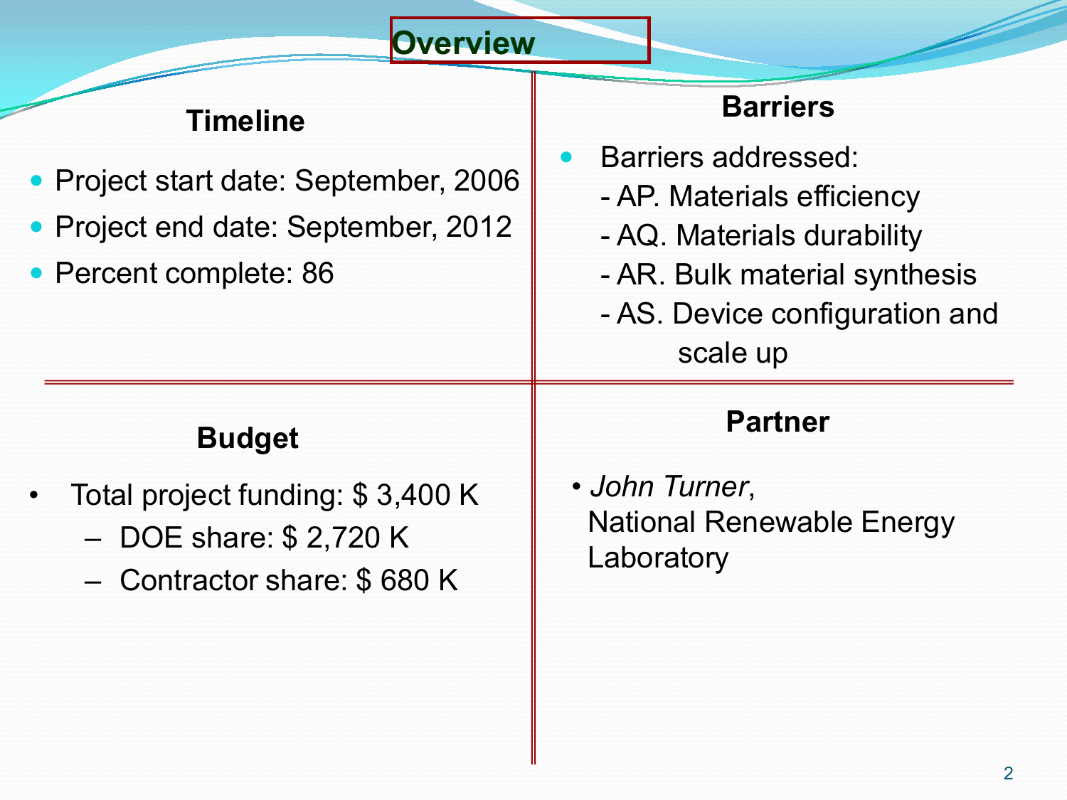# Overview

## Timeline

- Project start date: September, 2006
- Project end date: September, 2012
- Percent complete: 86

## Barriers

- Barriers addressed:
  - AP. Materials efficiency
  - AQ. Materials durability
  - AR. Bulk material synthesis
  - AS. Device configuration and scale up

## Budget

- Total project funding: $ 3,400 K
  - DOE share: $ 2,720 K
  - Contractor share: $ 680 K

## Partner

- *John Turner*, National Renewable Energy Laboratory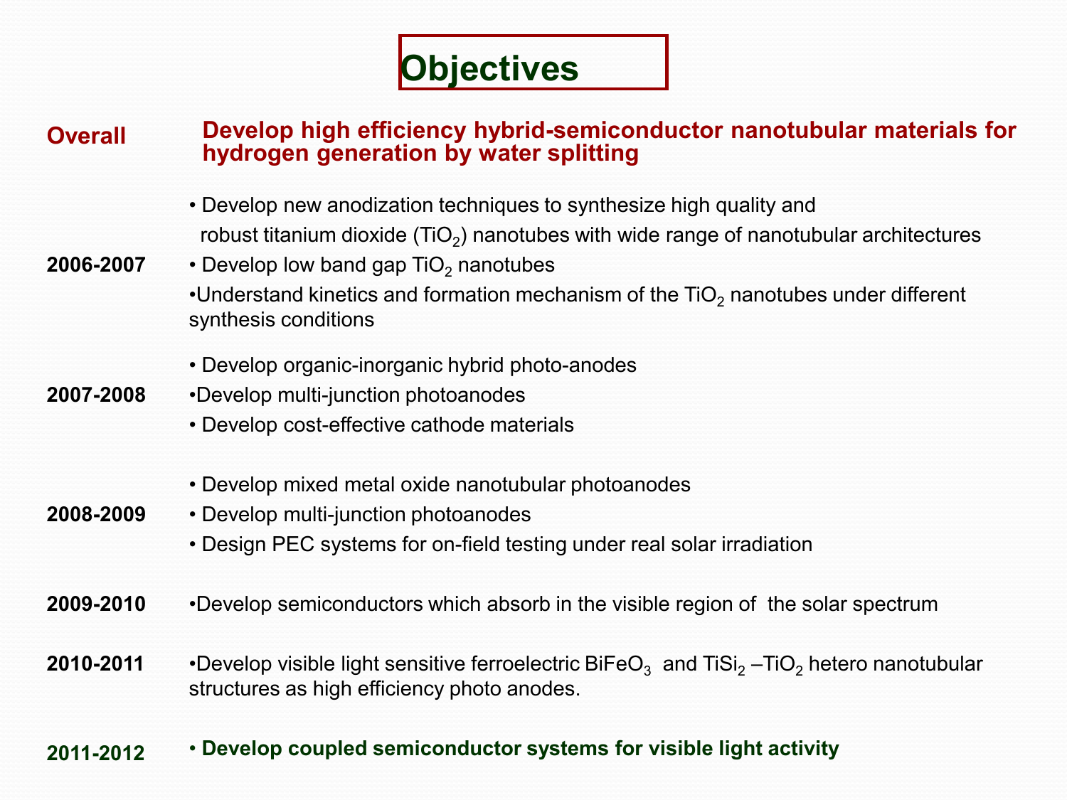# Objectives

**Overall** — **Develop high efficiency hybrid-semiconductor nanotubular materials for hydrogen generation by water splitting**

**2006-2007**

- Develop new anodization techniques to synthesize high quality and robust titanium dioxide ($TiO_2$) nanotubes with wide range of nanotubular architectures
- Develop low band gap $TiO_2$ nanotubes
- Understand kinetics and formation mechanism of the $TiO_2$ nanotubes under different synthesis conditions

**2007-2008**

- Develop organic-inorganic hybrid photo-anodes
- Develop multi-junction photoanodes
- Develop cost-effective cathode materials

**2008-2009**

- Develop mixed metal oxide nanotubular photoanodes
- Develop multi-junction photoanodes
- Design PEC systems for on-field testing under real solar irradiation

**2009-2010**

- Develop semiconductors which absorb in the visible region of the solar spectrum

**2010-2011**

- Develop visible light sensitive ferroelectric $BiFeO_3$ and $TiSi_2$ –$TiO_2$ hetero nanotubular structures as high efficiency photo anodes.

**2011-2012**

- **Develop coupled semiconductor systems for visible light activity**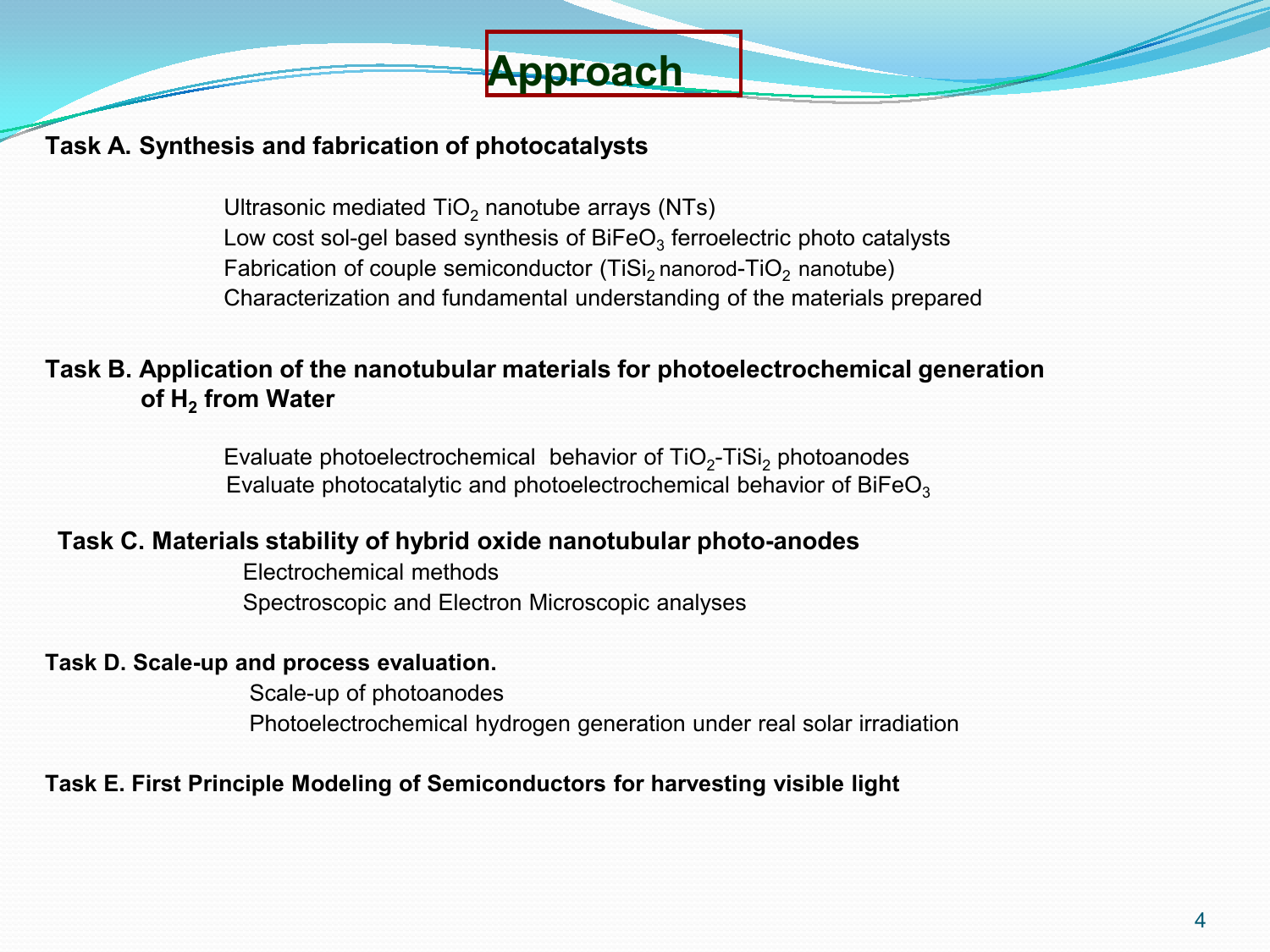# Approach

**Task A. Synthesis and fabrication of photocatalysts**

- Ultrasonic mediated $TiO_2$ nanotube arrays (NTs)
- Low cost sol-gel based synthesis of $BiFeO_3$ ferroelectric photo catalysts
- Fabrication of couple semiconductor ($TiSi_2$ nanorod-$TiO_2$ nanotube)
- Characterization and fundamental understanding of the materials prepared

**Task B. Application of the nanotubular materials for photoelectrochemical generation of $H_2$ from Water**

- Evaluate photoelectrochemical behavior of $TiO_2$-$TiSi_2$ photoanodes
- Evaluate photocatalytic and photoelectrochemical behavior of $BiFeO_3$

**Task C. Materials stability of hybrid oxide nanotubular photo-anodes**

- Electrochemical methods
- Spectroscopic and Electron Microscopic analyses

**Task D. Scale-up and process evaluation.**

- Scale-up of photoanodes
- Photoelectrochemical hydrogen generation under real solar irradiation

**Task E. First Principle Modeling of Semiconductors for harvesting visible light**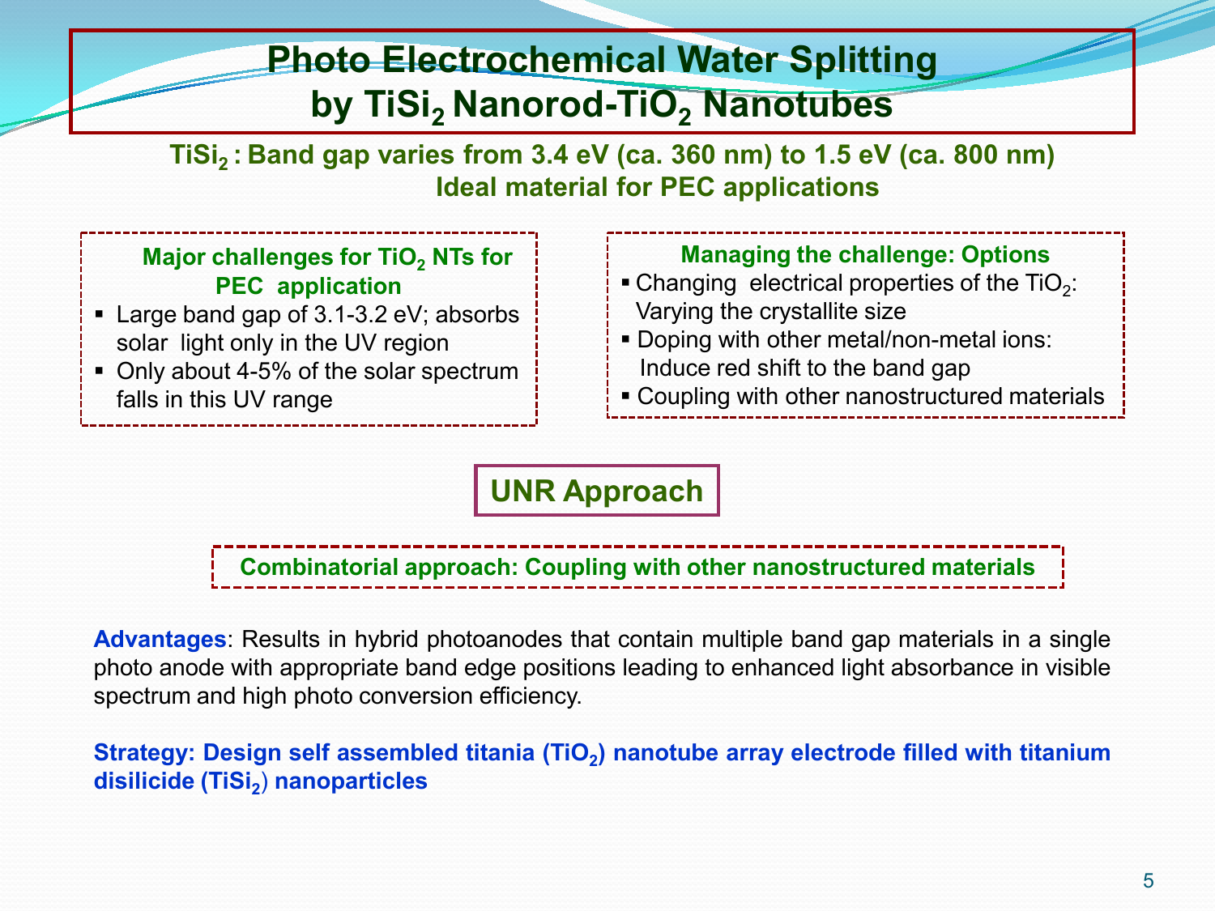# Photo Electrochemical Water Splitting by $TiSi_2$ Nanorod-$TiO_2$ Nanotubes

**$TiSi_2$ : Band gap varies from 3.4 eV (ca. 360 nm) to 1.5 eV (ca. 800 nm)**
**Ideal material for PEC applications**

### Major challenges for $TiO_2$ NTs for PEC application

- Large band gap of 3.1-3.2 eV; absorbs solar light only in the UV region
- Only about 4-5% of the solar spectrum falls in this UV range

### Managing the challenge: Options

- Changing electrical properties of the $TiO_2$: Varying the crystallite size
- Doping with other metal/non-metal ions: Induce red shift to the band gap
- Coupling with other nanostructured materials

## UNR Approach

**Combinatorial approach: Coupling with other nanostructured materials**

**Advantages**: Results in hybrid photoanodes that contain multiple band gap materials in a single photo anode with appropriate band edge positions leading to enhanced light absorbance in visible spectrum and high photo conversion efficiency.

**Strategy: Design self assembled titania ($TiO_2$) nanotube array electrode filled with titanium disilicide ($TiSi_2$) nanoparticles**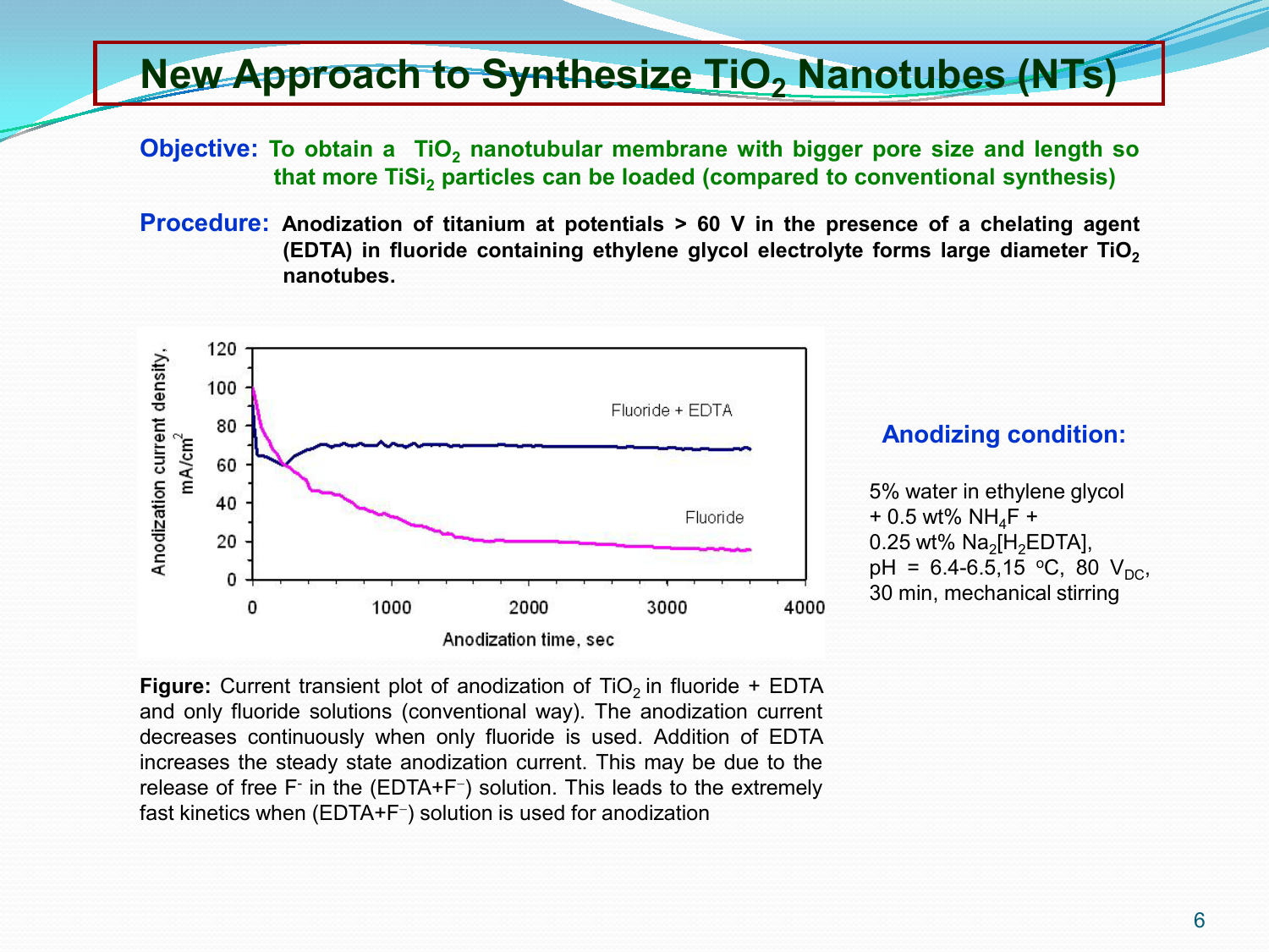# New Approach to Synthesize $TiO_2$ Nanotubes (NTs)

**Objective:** To obtain a $TiO_2$ nanotubular membrane with bigger pore size and length so that more $TiSi_2$ particles can be loaded (compared to conventional synthesis)

**Procedure:** Anodization of titanium at potentials > 60 V in the presence of a chelating agent (EDTA) in fluoride containing ethylene glycol electrolyte forms large diameter $TiO_2$ nanotubes.

**Figure:** Current transient plot of anodization of $TiO_2$ in fluoride + EDTA and only fluoride solutions (conventional way). The anodization current decreases continuously when only fluoride is used. Addition of EDTA increases the steady state anodization current. This may be due to the release of free $F^-$ in the (EDTA+$F^-$) solution. This leads to the extremely fast kinetics when (EDTA+$F^-$) solution is used for anodization

**Anodizing condition:**

5% water in ethylene glycol + 0.5 wt% $NH_4F$ + 0.25 wt% $Na_2[H_2EDTA]$, pH = 6.4-6.5, 15 $^oC$, 80 $V_{DC}$, 30 min, mechanical stirring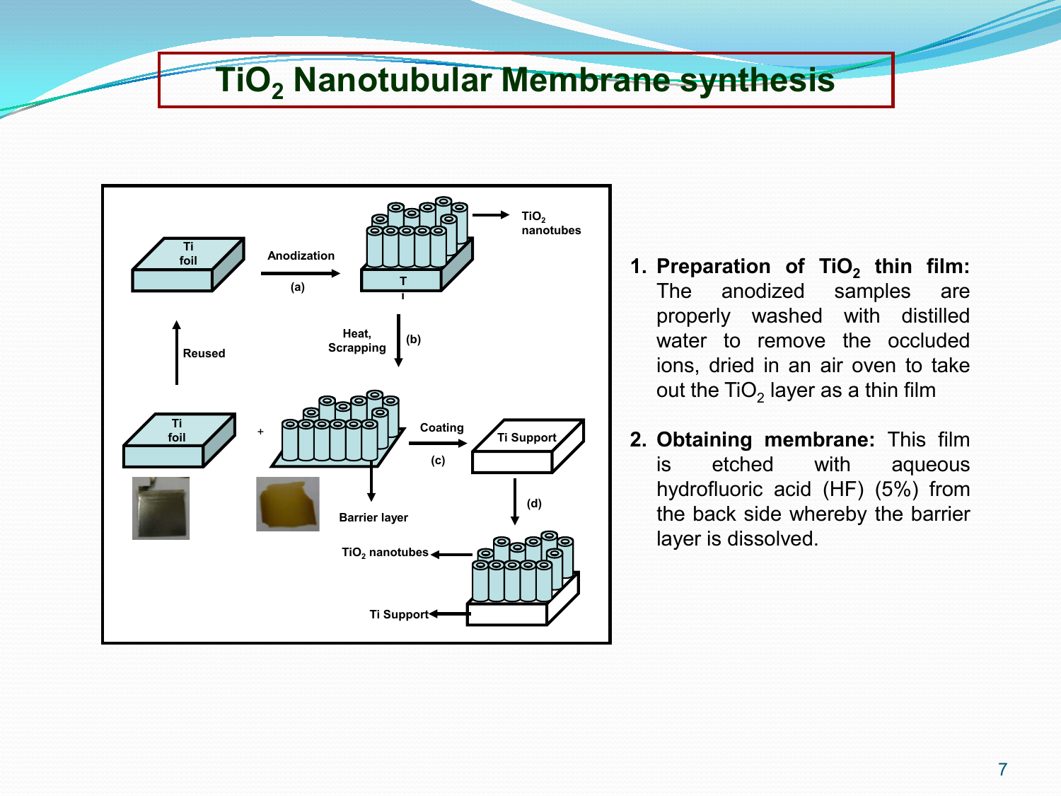# $TiO_2$ Nanotubular Membrane synthesis

1. **Preparation of $TiO_2$ thin film:** The anodized samples are properly washed with distilled water to remove the occluded ions, dried in an air oven to take out the $TiO_2$ layer as a thin film

2. **Obtaining membrane:** This film is etched with aqueous hydrofluoric acid (HF) (5%) from the back side whereby the barrier layer is dissolved.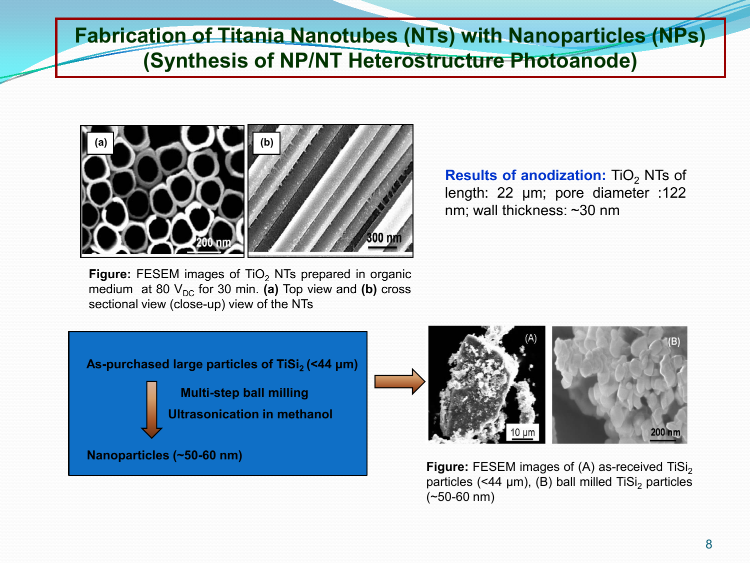# Fabrication of Titania Nanotubes (NTs) with Nanoparticles (NPs) (Synthesis of NP/NT Heterostructure Photoanode)

**Figure:** FESEM images of $TiO_2$ NTs prepared in organic medium at 80 $V_{DC}$ for 30 min. **(a)** Top view and **(b)** cross sectional view (close-up) view of the NTs

**Results of anodization:** $TiO_2$ NTs of length: 22 µm; pore diameter :122 nm; wall thickness: ~30 nm

**As-purchased large particles of $TiSi_2$ (<44 µm)**

**Multi-step ball milling**

**Ultrasonication in methanol**

**Nanoparticles (~50-60 nm)**

**Figure:** FESEM images of (A) as-received $TiSi_2$ particles (<44 µm), (B) ball milled $TiSi_2$ particles (~50-60 nm)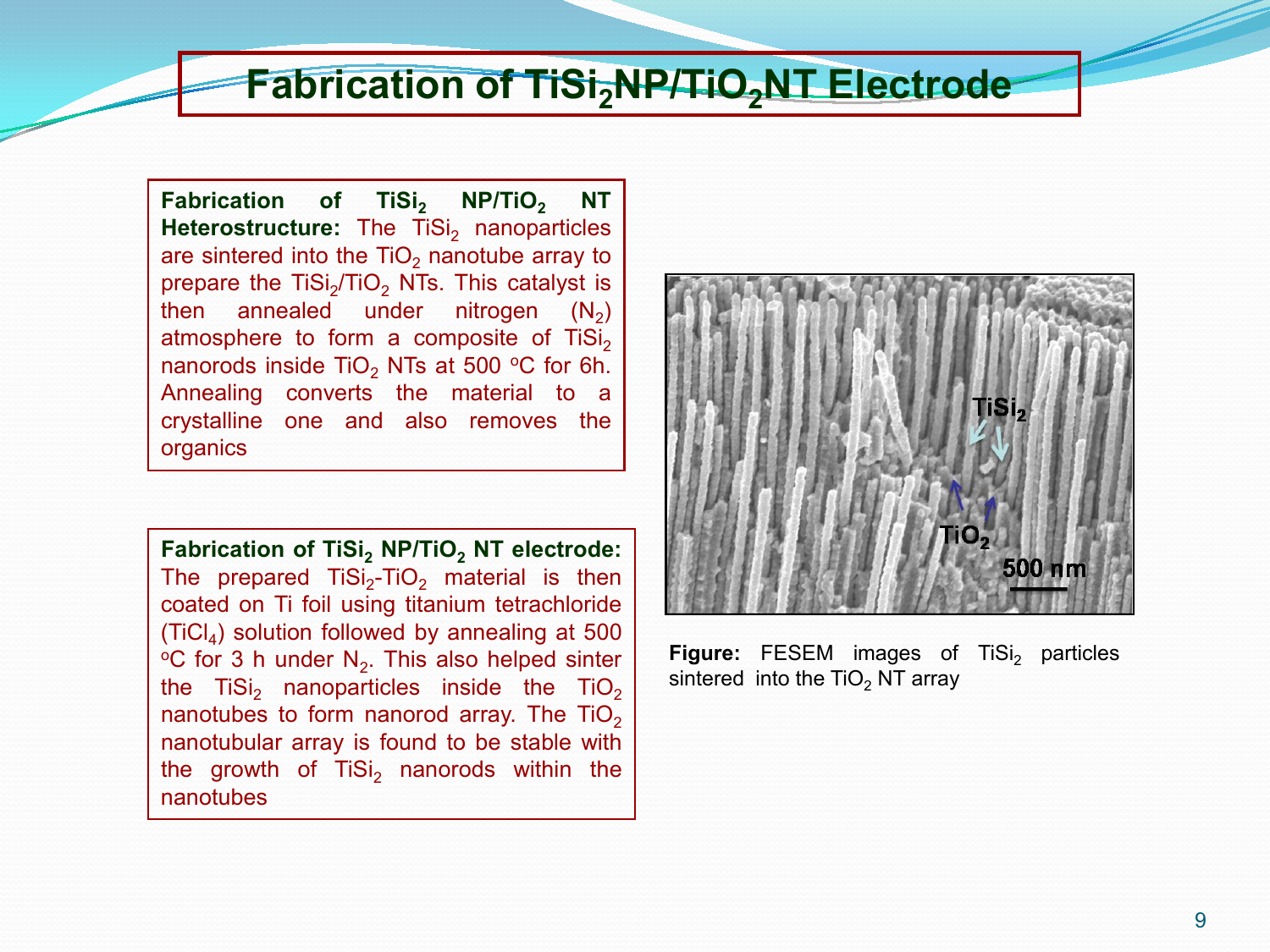# Fabrication of $TiSi_2$NP/$TiO_2$NT Electrode

**Fabrication of $TiSi_2$ NP/$TiO_2$ NT Heterostructure:** The $TiSi_2$ nanoparticles are sintered into the $TiO_2$ nanotube array to prepare the $TiSi_2$/$TiO_2$ NTs. This catalyst is then annealed under nitrogen ($N_2$) atmosphere to form a composite of $TiSi_2$ nanorods inside $TiO_2$ NTs at 500 $^oC$ for 6h. Annealing converts the material to a crystalline one and also removes the organics

**Fabrication of $TiSi_2$ NP/$TiO_2$ NT electrode:** The prepared $TiSi_2$-$TiO_2$ material is then coated on Ti foil using titanium tetrachloride ($TiCl_4$) solution followed by annealing at 500 $^oC$ for 3 h under $N_2$. This also helped sinter the $TiSi_2$ nanoparticles inside the $TiO_2$ nanotubes to form nanorod array. The $TiO_2$ nanotubular array is found to be stable with the growth of $TiSi_2$ nanorods within the nanotubes

**Figure:** FESEM images of $TiSi_2$ particles sintered into the $TiO_2$ NT array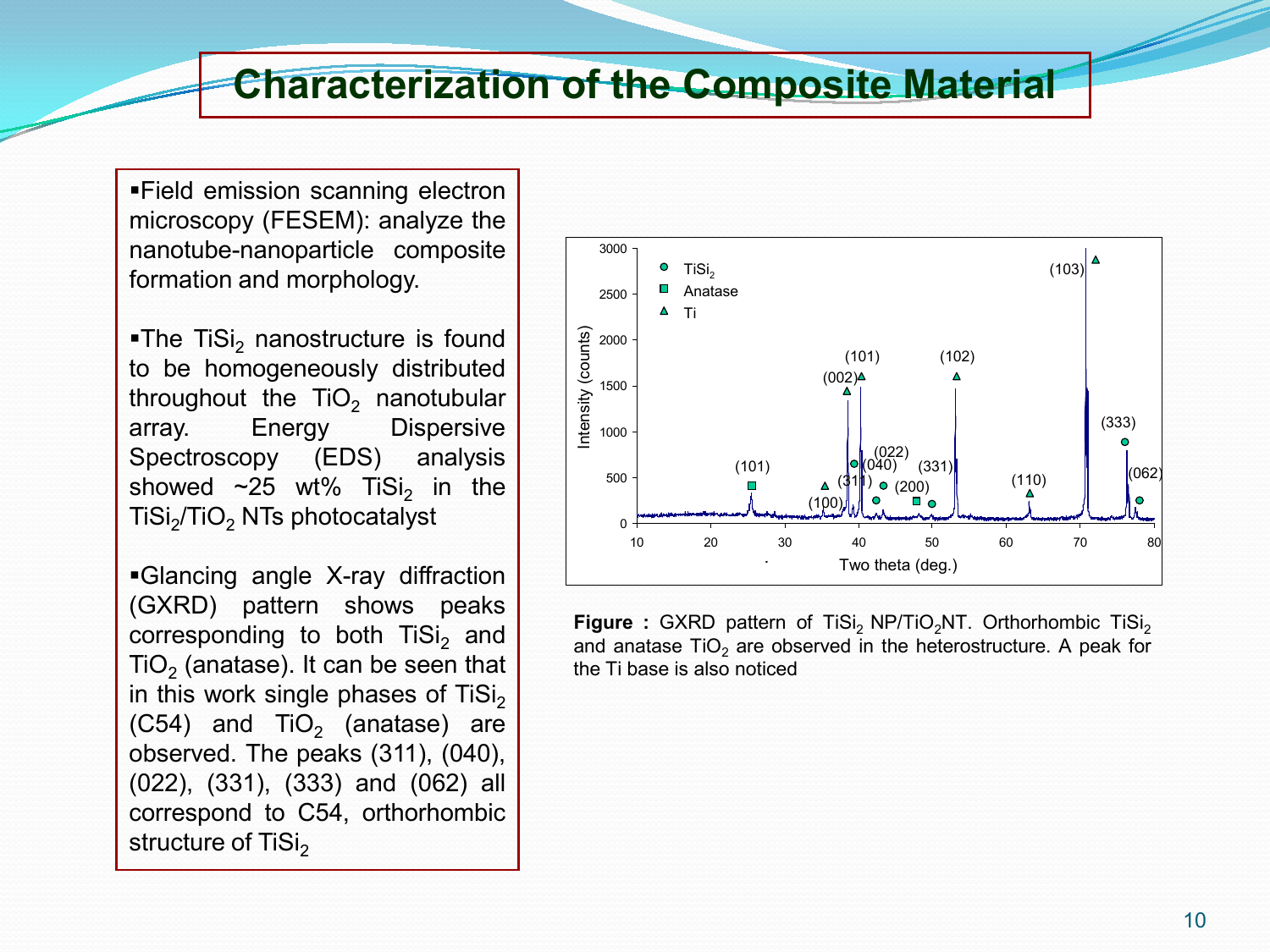# Characterization of the Composite Material

- Field emission scanning electron microscopy (FESEM): analyze the nanotube-nanoparticle composite formation and morphology.

- The $TiSi_2$ nanostructure is found to be homogeneously distributed throughout the $TiO_2$ nanotubular array. Energy Dispersive Spectroscopy (EDS) analysis showed ~25 wt% $TiSi_2$ in the $TiSi_2/TiO_2$ NTs photocatalyst

- Glancing angle X-ray diffraction (GXRD) pattern shows peaks corresponding to both $TiSi_2$ and $TiO_2$ (anatase). It can be seen that in this work single phases of $TiSi_2$ (C54) and $TiO_2$ (anatase) are observed. The peaks (311), (040), (022), (331), (333) and (062) all correspond to C54, orthorhombic structure of $TiSi_2$

**Figure :** GXRD pattern of $TiSi_2$ NP/$TiO_2$NT. Orthorhombic $TiSi_2$ and anatase $TiO_2$ are observed in the heterostructure. A peak for the Ti base is also noticed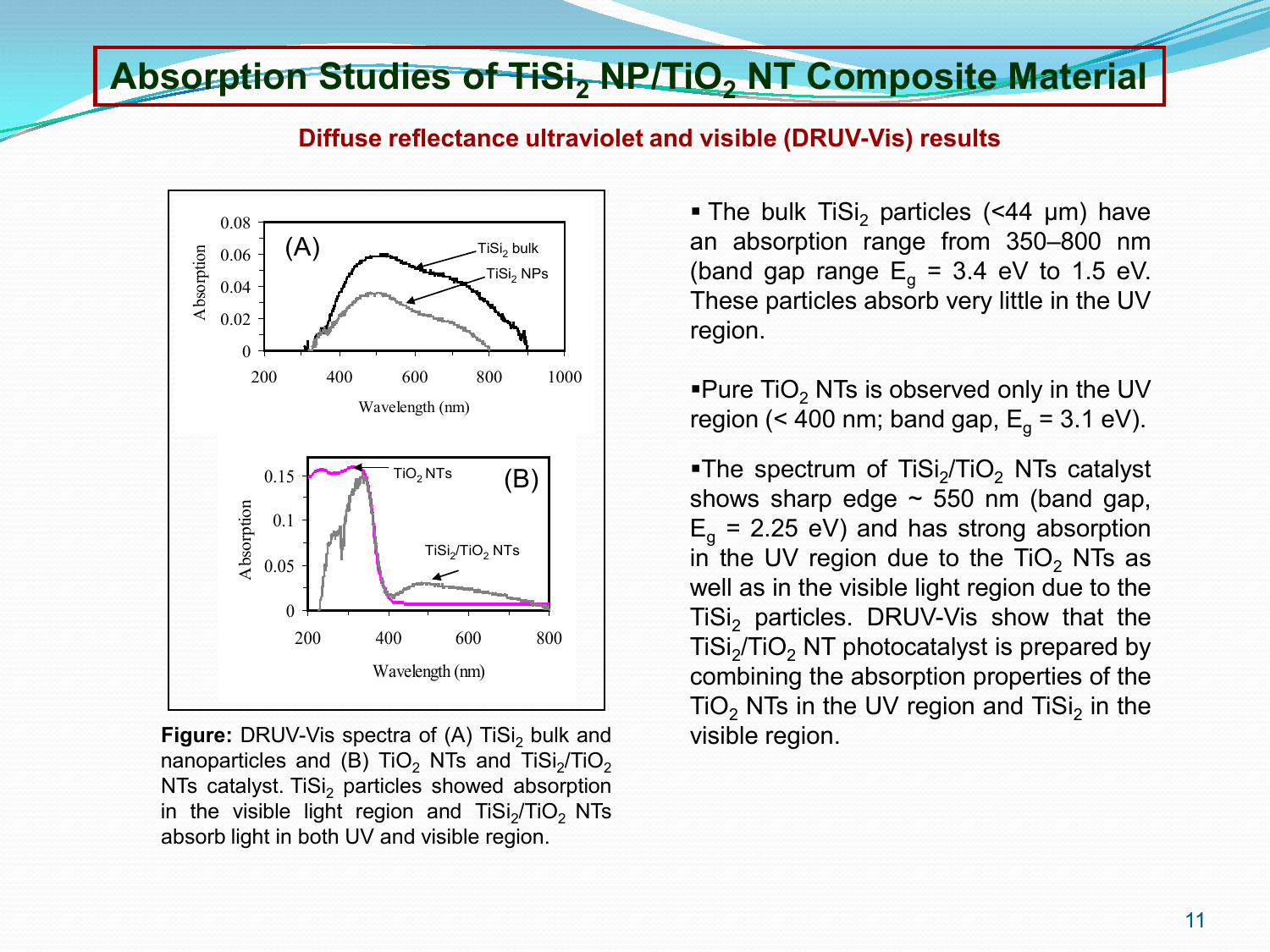# Absorption Studies of $TiSi_2$ NP/$TiO_2$ NT Composite Material

**Diffuse reflectance ultraviolet and visible (DRUV-Vis) results**

**Figure:** DRUV-Vis spectra of (A) $TiSi_2$ bulk and nanoparticles and (B) $TiO_2$ NTs and $TiSi_2$/$TiO_2$ NTs catalyst. $TiSi_2$ particles showed absorption in the visible light region and $TiSi_2$/$TiO_2$ NTs absorb light in both UV and visible region.

- The bulk $TiSi_2$ particles (<44 μm) have an absorption range from 350–800 nm (band gap range $E_g$ = 3.4 eV to 1.5 eV. These particles absorb very little in the UV region.

- Pure $TiO_2$ NTs is observed only in the UV region (< 400 nm; band gap, $E_g$ = 3.1 eV).

- The spectrum of $TiSi_2$/$TiO_2$ NTs catalyst shows sharp edge ~ 550 nm (band gap, $E_g$ = 2.25 eV) and has strong absorption in the UV region due to the $TiO_2$ NTs as well as in the visible light region due to the $TiSi_2$ particles. DRUV-Vis show that the $TiSi_2$/$TiO_2$ NT photocatalyst is prepared by combining the absorption properties of the $TiO_2$ NTs in the UV region and $TiSi_2$ in the visible region.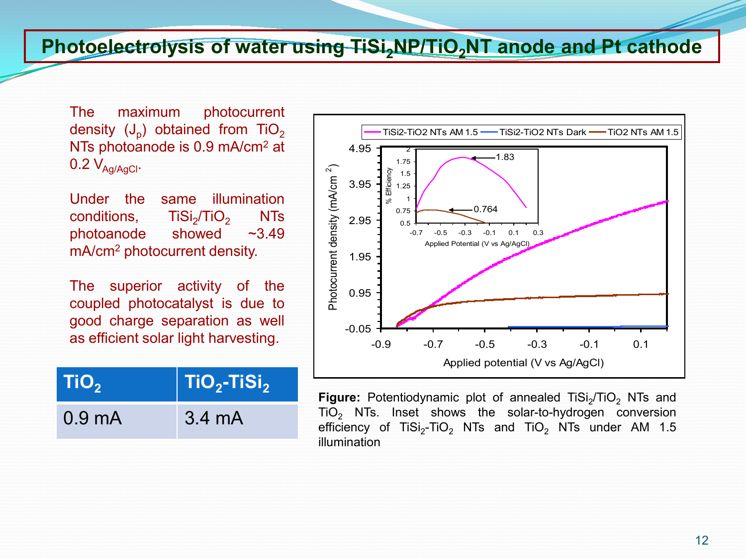# Photoelectrolysis of water using $TiSi_2$NP/$TiO_2$NT anode and Pt cathode

The maximum photocurrent density ($J_p$) obtained from $TiO_2$ NTs photoanode is 0.9 mA/cm$^2$ at 0.2 $V_{Ag/AgCl}$.

Under the same illumination conditions, $TiSi_2$/$TiO_2$ NTs photoanode showed ~3.49 mA/cm$^2$ photocurrent density.

The superior activity of the coupled photocatalyst is due to good charge separation as well as efficient solar light harvesting.

| $TiO_2$ | $TiO_2$-$TiSi_2$ |
| --- | --- |
| 0.9 mA | 3.4 mA |

**Figure:** Potentiodynamic plot of annealed $TiSi_2$/$TiO_2$ NTs and $TiO_2$ NTs. Inset shows the solar-to-hydrogen conversion efficiency of $TiSi_2$-$TiO_2$ NTs and $TiO_2$ NTs under AM 1.5 illumination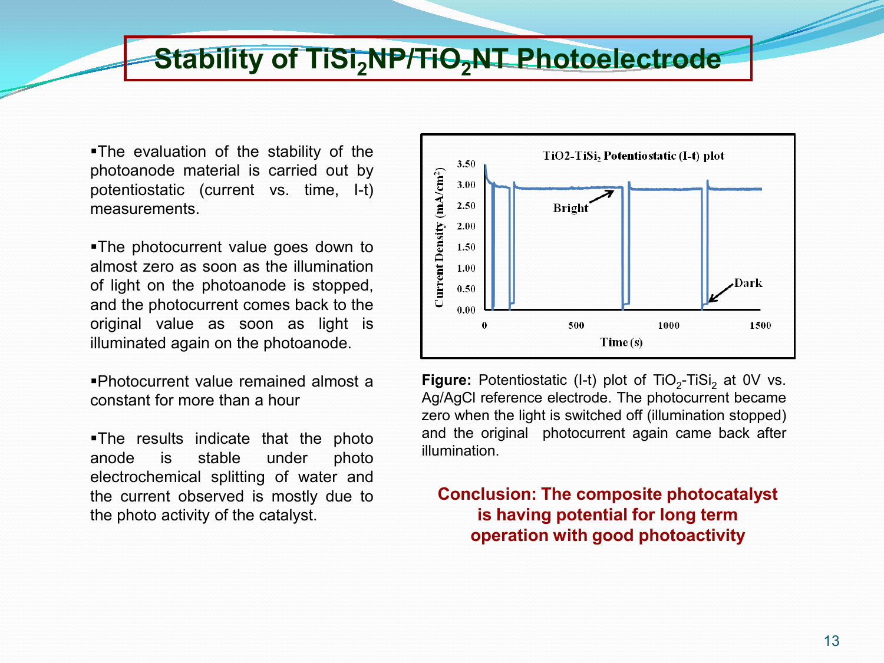# Stability of $TiSi_2$NP/$TiO_2$NT Photoelectrode

- The evaluation of the stability of the photoanode material is carried out by potentiostatic (current vs. time, I-t) measurements.

- The photocurrent value goes down to almost zero as soon as the illumination of light on the photoanode is stopped, and the photocurrent comes back to the original value as soon as light is illuminated again on the photoanode.

- Photocurrent value remained almost a constant for more than a hour

- The results indicate that the photo anode is stable under photo electrochemical splitting of water and the current observed is mostly due to the photo activity of the catalyst.

**Figure:** Potentiostatic (I-t) plot of $TiO_2$-$TiSi_2$ at 0V vs. Ag/AgCl reference electrode. The photocurrent became zero when the light is switched off (illumination stopped) and the original photocurrent again came back after illumination.

**Conclusion: The composite photocatalyst is having potential for long term operation with good photoactivity**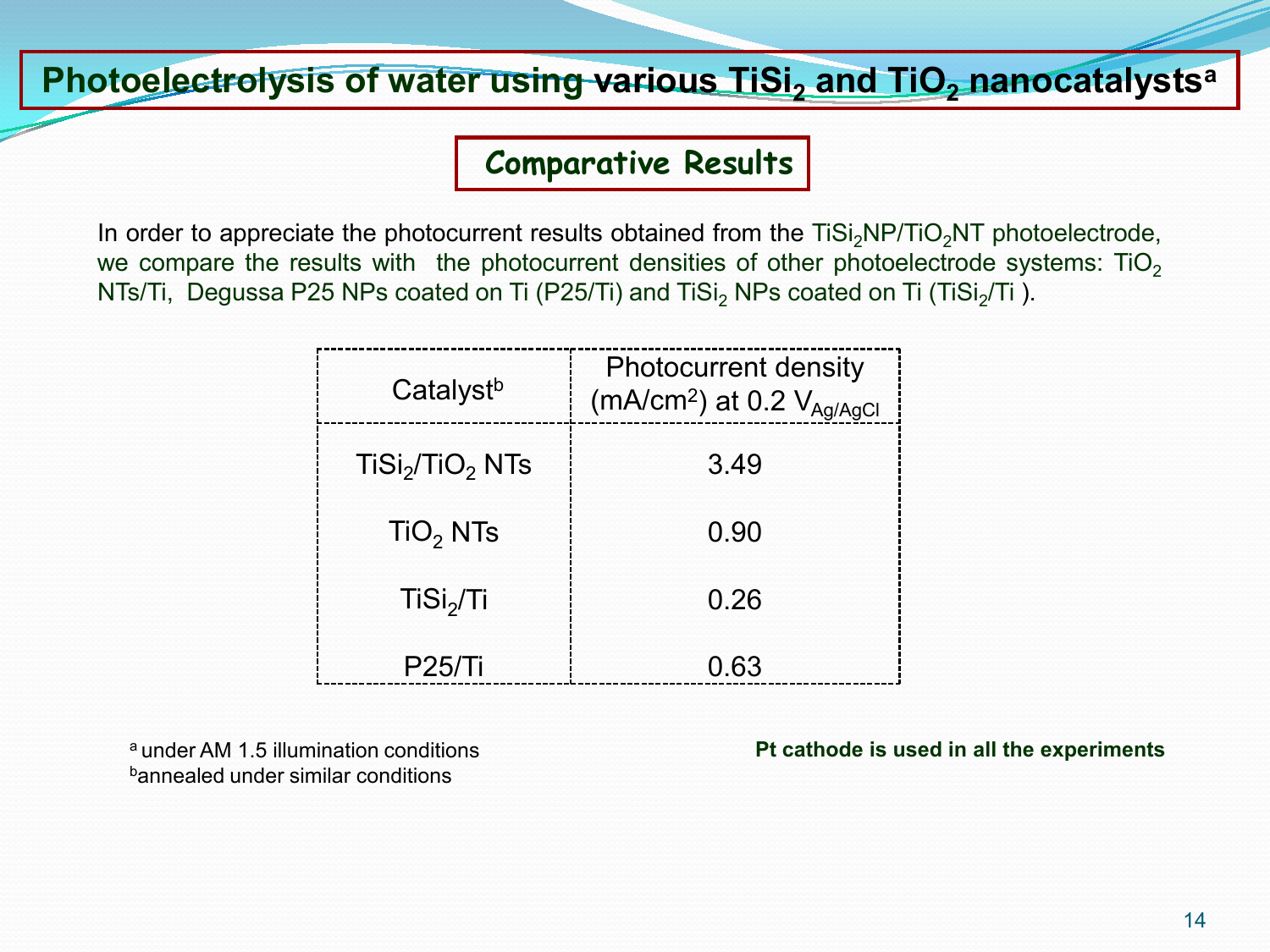# Photoelectrolysis of water using various $TiSi_2$ and $TiO_2$ nanocatalysts[a]

## Comparative Results

In order to appreciate the photocurrent results obtained from the $TiSi_2NP/TiO_2NT$ photoelectrode, we compare the results with the photocurrent densities of other photoelectrode systems: $TiO_2$ NTs/Ti, Degussa P25 NPs coated on Ti (P25/Ti) and $TiSi_2$ NPs coated on Ti ($TiSi_2$/Ti ).

| Catalyst[b] | Photocurrent density ($mA/cm^2$) at 0.2 $V_{Ag/AgCl}$ |
|---|---|
| $TiSi_2/TiO_2$ NTs | 3.49 |
| $TiO_2$ NTs | 0.90 |
| $TiSi_2$/Ti | 0.26 |
| P25/Ti | 0.63 |

[a] under AM 1.5 illumination conditions
[b] annealed under similar conditions

**Pt cathode is used in all the experiments**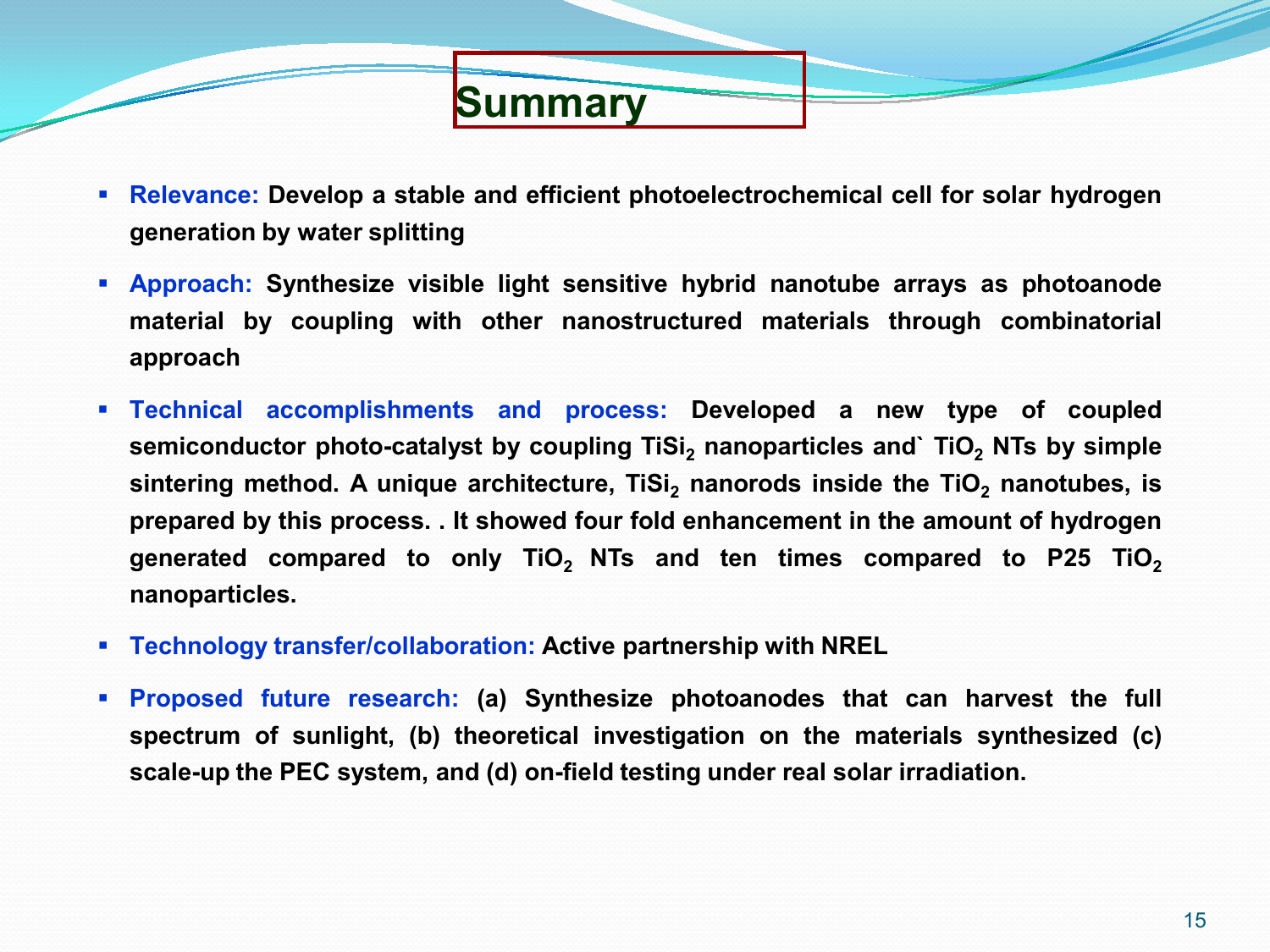# Summary

- **Relevance:** **Develop a stable and efficient photoelectrochemical cell for solar hydrogen generation by water splitting**
- **Approach:** **Synthesize visible light sensitive hybrid nanotube arrays as photoanode material by coupling with other nanostructured materials through combinatorial approach**
- **Technical accomplishments and process:** **Developed a new type of coupled semiconductor photo-catalyst by coupling $TiSi_2$ nanoparticles and` $TiO_2$ NTs by simple sintering method. A unique architecture, $TiSi_2$ nanorods inside the $TiO_2$ nanotubes, is prepared by this process. . It showed four fold enhancement in the amount of hydrogen generated compared to only $TiO_2$ NTs and ten times compared to P25 $TiO_2$ nanoparticles.**
- **Technology transfer/collaboration:** **Active partnership with NREL**
- **Proposed future research:** **(a) Synthesize photoanodes that can harvest the full spectrum of sunlight, (b) theoretical investigation on the materials synthesized (c) scale-up the PEC system, and (d) on-field testing under real solar irradiation.**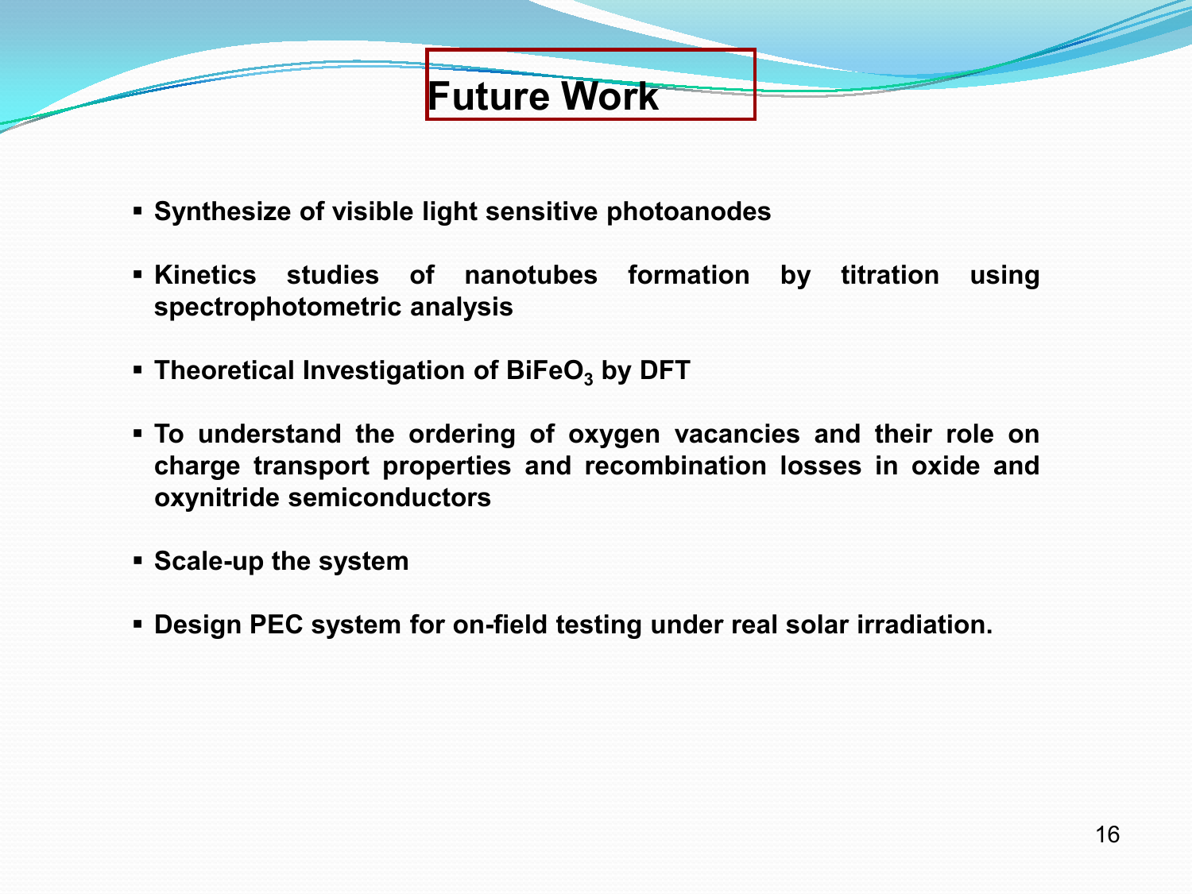# Future Work

- **Synthesize of visible light sensitive photoanodes**
- **Kinetics studies of nanotubes formation by titration using spectrophotometric analysis**
- **Theoretical Investigation of $BiFeO_3$ by DFT**
- **To understand the ordering of oxygen vacancies and their role on charge transport properties and recombination losses in oxide and oxynitride semiconductors**
- **Scale-up the system**
- **Design PEC system for on-field testing under real solar irradiation.**